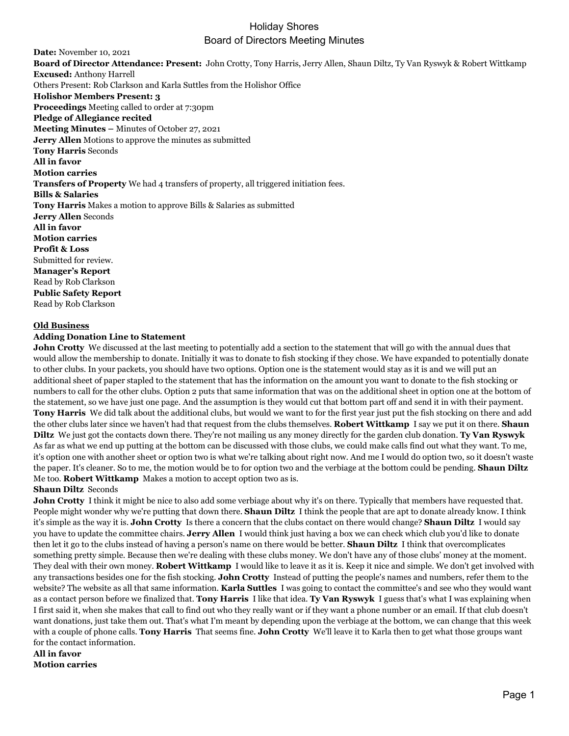# Holiday Shores
## Board of Directors Meeting Minutes

**Date:** November 10, 2021
**Board of Director Attendance: Present:** John Crotty, Tony Harris, Jerry Allen, Shaun Diltz, Ty Van Ryswyk & Robert Wittkamp
**Excused:** Anthony Harrell
Others Present: Rob Clarkson and Karla Suttles from the Holishor Office
**Holishor Members Present: 3**
**Proceedings** Meeting called to order at 7:30pm
**Pledge of Allegiance recited**
**Meeting Minutes –** Minutes of October 27, 2021
**Jerry Allen** Motions to approve the minutes as submitted
**Tony Harris** Seconds
**All in favor**
**Motion carries**
**Transfers of Property** We had 4 transfers of property, all triggered initiation fees.
**Bills & Salaries**
**Tony Harris** Makes a motion to approve Bills & Salaries as submitted
**Jerry Allen** Seconds
**All in favor**
**Motion carries**
**Profit & Loss**
Submitted for review.
**Manager's Report**
Read by Rob Clarkson
**Public Safety Report**
Read by Rob Clarkson

### Old Business

**Adding Donation Line to Statement**
**John Crotty** We discussed at the last meeting to potentially add a section to the statement that will go with the annual dues that would allow the membership to donate. Initially it was to donate to fish stocking if they chose. We have expanded to potentially donate to other clubs. In your packets, you should have two options. Option one is the statement would stay as it is and we will put an additional sheet of paper stapled to the statement that has the information on the amount you want to donate to the fish stocking or numbers to call for the other clubs. Option 2 puts that same information that was on the additional sheet in option one at the bottom of the statement, so we have just one page. And the assumption is they would cut that bottom part off and send it in with their payment. **Tony Harris** We did talk about the additional clubs, but would we want to for the first year just put the fish stocking on there and add the other clubs later since we haven't had that request from the clubs themselves. **Robert Wittkamp** I say we put it on there. **Shaun Diltz** We just got the contacts down there. They're not mailing us any money directly for the garden club donation. **Ty Van Ryswyk** As far as what we end up putting at the bottom can be discussed with those clubs, we could make calls find out what they want. To me, it's option one with another sheet or option two is what we're talking about right now. And me I would do option two, so it doesn't waste the paper. It's cleaner. So to me, the motion would be to for option two and the verbiage at the bottom could be pending. **Shaun Diltz** Me too. **Robert Wittkamp** Makes a motion to accept option two as is.
**Shaun Diltz** Seconds
**John Crotty** I think it might be nice to also add some verbiage about why it's on there. Typically that members have requested that. People might wonder why we're putting that down there. **Shaun Diltz** I think the people that are apt to donate already know. I think it's simple as the way it is. **John Crotty** Is there a concern that the clubs contact on there would change? **Shaun Diltz** I would say you have to update the committee chairs. **Jerry Allen** I would think just having a box we can check which club you'd like to donate then let it go to the clubs instead of having a person's name on there would be better. **Shaun Diltz** I think that overcomplicates something pretty simple. Because then we're dealing with these clubs money. We don't have any of those clubs' money at the moment. They deal with their own money. **Robert Wittkamp** I would like to leave it as it is. Keep it nice and simple. We don't get involved with any transactions besides one for the fish stocking. **John Crotty** Instead of putting the people's names and numbers, refer them to the website? The website as all that same information. **Karla Suttles** I was going to contact the committee's and see who they would want as a contact person before we finalized that. **Tony Harris** I like that idea. **Ty Van Ryswyk** I guess that's what I was explaining when I first said it, when she makes that call to find out who they really want or if they want a phone number or an email. If that club doesn't want donations, just take them out. That's what I'm meant by depending upon the verbiage at the bottom, we can change that this week with a couple of phone calls. **Tony Harris** That seems fine. **John Crotty** We'll leave it to Karla then to get what those groups want for the contact information.
**All in favor**
**Motion carries**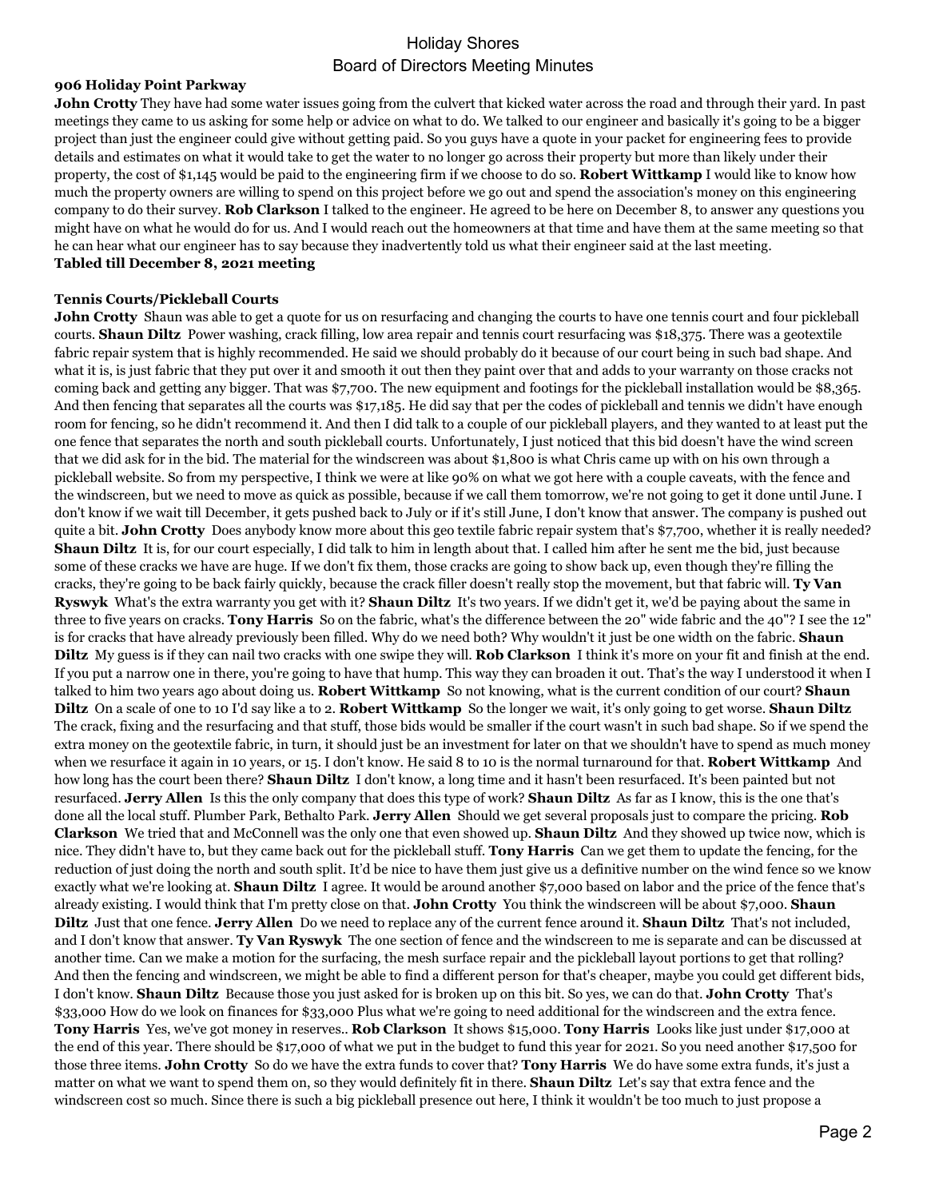**906 Holiday Point Parkway**

**John Crotty** They have had some water issues going from the culvert that kicked water across the road and through their yard. In past meetings they came to us asking for some help or advice on what to do. We talked to our engineer and basically it's going to be a bigger project than just the engineer could give without getting paid. So you guys have a quote in your packet for engineering fees to provide details and estimates on what it would take to get the water to no longer go across their property but more than likely under their property, the cost of $1,145 would be paid to the engineering firm if we choose to do so. **Robert Wittkamp** I would like to know how much the property owners are willing to spend on this project before we go out and spend the association's money on this engineering company to do their survey. **Rob Clarkson** I talked to the engineer. He agreed to be here on December 8, to answer any questions you might have on what he would do for us. And I would reach out the homeowners at that time and have them at the same meeting so that he can hear what our engineer has to say because they inadvertently told us what their engineer said at the last meeting.

**Tabled till December 8, 2021 meeting**

**Tennis Courts/Pickleball Courts**

**John Crotty** Shaun was able to get a quote for us on resurfacing and changing the courts to have one tennis court and four pickleball courts. **Shaun Diltz** Power washing, crack filling, low area repair and tennis court resurfacing was $18,375. There was a geotextile fabric repair system that is highly recommended. He said we should probably do it because of our court being in such bad shape. And what it is, is just fabric that they put over it and smooth it out then they paint over that and adds to your warranty on those cracks not coming back and getting any bigger. That was $7,700. The new equipment and footings for the pickleball installation would be $8,365. And then fencing that separates all the courts was $17,185. He did say that per the codes of pickleball and tennis we didn't have enough room for fencing, so he didn't recommend it. And then I did talk to a couple of our pickleball players, and they wanted to at least put the one fence that separates the north and south pickleball courts. Unfortunately, I just noticed that this bid doesn't have the wind screen that we did ask for in the bid. The material for the windscreen was about $1,800 is what Chris came up with on his own through a pickleball website. So from my perspective, I think we were at like 90% on what we got here with a couple caveats, with the fence and the windscreen, but we need to move as quick as possible, because if we call them tomorrow, we're not going to get it done until June. I don't know if we wait till December, it gets pushed back to July or if it's still June, I don't know that answer. The company is pushed out quite a bit. **John Crotty** Does anybody know more about this geo textile fabric repair system that's $7,700, whether it is really needed? **Shaun Diltz** It is, for our court especially, I did talk to him in length about that. I called him after he sent me the bid, just because some of these cracks we have are huge. If we don't fix them, those cracks are going to show back up, even though they're filling the cracks, they're going to be back fairly quickly, because the crack filler doesn't really stop the movement, but that fabric will. **Ty Van Ryswyk** What's the extra warranty you get with it? **Shaun Diltz** It's two years. If we didn't get it, we'd be paying about the same in three to five years on cracks. **Tony Harris** So on the fabric, what's the difference between the 20" wide fabric and the 40"? I see the 12" is for cracks that have already previously been filled. Why do we need both? Why wouldn't it just be one width on the fabric. **Shaun Diltz** My guess is if they can nail two cracks with one swipe they will. **Rob Clarkson** I think it's more on your fit and finish at the end. If you put a narrow one in there, you're going to have that hump. This way they can broaden it out. That's the way I understood it when I talked to him two years ago about doing us. **Robert Wittkamp** So not knowing, what is the current condition of our court? **Shaun Diltz** On a scale of one to 10 I'd say like a to 2. **Robert Wittkamp** So the longer we wait, it's only going to get worse. **Shaun Diltz** The crack, fixing and the resurfacing and that stuff, those bids would be smaller if the court wasn't in such bad shape. So if we spend the extra money on the geotextile fabric, in turn, it should just be an investment for later on that we shouldn't have to spend as much money when we resurface it again in 10 years, or 15. I don't know. He said 8 to 10 is the normal turnaround for that. **Robert Wittkamp** And how long has the court been there? **Shaun Diltz** I don't know, a long time and it hasn't been resurfaced. It's been painted but not resurfaced. **Jerry Allen** Is this the only company that does this type of work? **Shaun Diltz** As far as I know, this is the one that's done all the local stuff. Plumber Park, Bethalto Park. **Jerry Allen** Should we get several proposals just to compare the pricing. **Rob Clarkson** We tried that and McConnell was the only one that even showed up. **Shaun Diltz** And they showed up twice now, which is nice. They didn't have to, but they came back out for the pickleball stuff. **Tony Harris** Can we get them to update the fencing, for the reduction of just doing the north and south split. It'd be nice to have them just give us a definitive number on the wind fence so we know exactly what we're looking at. **Shaun Diltz** I agree. It would be around another $7,000 based on labor and the price of the fence that's already existing. I would think that I'm pretty close on that. **John Crotty** You think the windscreen will be about $7,000. **Shaun Diltz** Just that one fence. **Jerry Allen** Do we need to replace any of the current fence around it. **Shaun Diltz** That's not included, and I don't know that answer. **Ty Van Ryswyk** The one section of fence and the windscreen to me is separate and can be discussed at another time. Can we make a motion for the surfacing, the mesh surface repair and the pickleball layout portions to get that rolling? And then the fencing and windscreen, we might be able to find a different person for that's cheaper, maybe you could get different bids, I don't know. **Shaun Diltz** Because those you just asked for is broken up on this bit. So yes, we can do that. **John Crotty** That's $33,000 How do we look on finances for $33,000 Plus what we're going to need additional for the windscreen and the extra fence. **Tony Harris** Yes, we've got money in reserves.. **Rob Clarkson** It shows $15,000. **Tony Harris** Looks like just under $17,000 at the end of this year. There should be $17,000 of what we put in the budget to fund this year for 2021. So you need another $17,500 for those three items. **John Crotty** So do we have the extra funds to cover that? **Tony Harris** We do have some extra funds, it's just a matter on what we want to spend them on, so they would definitely fit in there. **Shaun Diltz** Let's say that extra fence and the windscreen cost so much. Since there is such a big pickleball presence out here, I think it wouldn't be too much to just propose a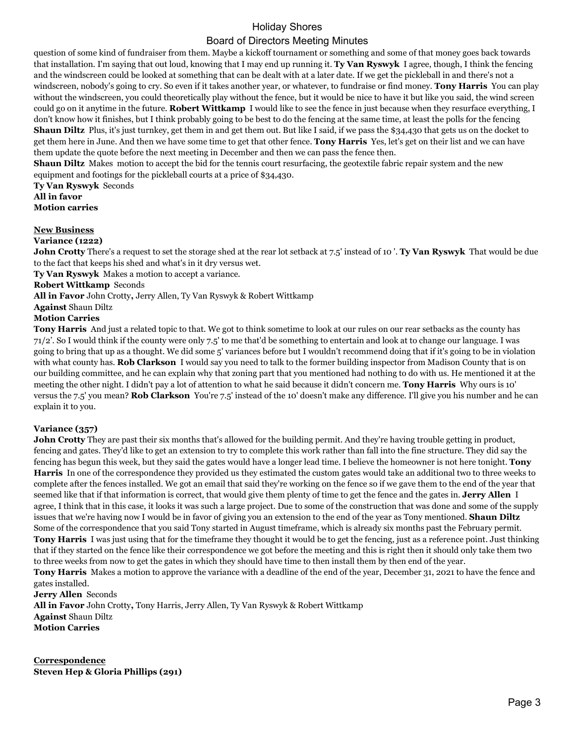question of some kind of fundraiser from them. Maybe a kickoff tournament or something and some of that money goes back towards that installation. I'm saying that out loud, knowing that I may end up running it. **Ty Van Ryswyk** I agree, though, I think the fencing and the windscreen could be looked at something that can be dealt with at a later date. If we get the pickleball in and there's not a windscreen, nobody's going to cry. So even if it takes another year, or whatever, to fundraise or find money. **Tony Harris** You can play without the windscreen, you could theoretically play without the fence, but it would be nice to have it but like you said, the wind screen could go on it anytime in the future. **Robert Wittkamp** I would like to see the fence in just because when they resurface everything, I don't know how it finishes, but I think probably going to be best to do the fencing at the same time, at least the polls for the fencing **Shaun Diltz** Plus, it's just turnkey, get them in and get them out. But like I said, if we pass the $34,430 that gets us on the docket to get them here in June. And then we have some time to get that other fence. **Tony Harris** Yes, let's get on their list and we can have them update the quote before the next meeting in December and then we can pass the fence then.

**Shaun Diltz** Makes motion to accept the bid for the tennis court resurfacing, the geotextile fabric repair system and the new equipment and footings for the pickleball courts at a price of $34,430.

**Ty Van Ryswyk** Seconds

**All in favor**

**Motion carries**

**New Business**

**Variance (1222)**

**John Crotty** There's a request to set the storage shed at the rear lot setback at 7.5' instead of 10 '. **Ty Van Ryswyk** That would be due to the fact that keeps his shed and what's in it dry versus wet.

**Ty Van Ryswyk** Makes a motion to accept a variance.

**Robert Wittkamp** Seconds

**All in Favor** John Crotty**,** Jerry Allen, Ty Van Ryswyk & Robert Wittkamp

**Against** Shaun Diltz

**Motion Carries**

**Tony Harris** And just a related topic to that. We got to think sometime to look at our rules on our rear setbacks as the county has 71/2'. So I would think if the county were only 7.5' to me that'd be something to entertain and look at to change our language. I was going to bring that up as a thought. We did some 5' variances before but I wouldn't recommend doing that if it's going to be in violation with what county has. **Rob Clarkson** I would say you need to talk to the former building inspector from Madison County that is on our building committee, and he can explain why that zoning part that you mentioned had nothing to do with us. He mentioned it at the meeting the other night. I didn't pay a lot of attention to what he said because it didn't concern me. **Tony Harris** Why ours is 10' versus the 7.5' you mean? **Rob Clarkson** You're 7.5' instead of the 10' doesn't make any difference. I'll give you his number and he can explain it to you.

**Variance (357)**

**John Crotty** They are past their six months that's allowed for the building permit. And they're having trouble getting in product, fencing and gates. They'd like to get an extension to try to complete this work rather than fall into the fine structure. They did say the fencing has begun this week, but they said the gates would have a longer lead time. I believe the homeowner is not here tonight. **Tony Harris** In one of the correspondence they provided us they estimated the custom gates would take an additional two to three weeks to complete after the fences installed. We got an email that said they're working on the fence so if we gave them to the end of the year that seemed like that if that information is correct, that would give them plenty of time to get the fence and the gates in. **Jerry Allen** I agree, I think that in this case, it looks it was such a large project. Due to some of the construction that was done and some of the supply issues that we're having now I would be in favor of giving you an extension to the end of the year as Tony mentioned. **Shaun Diltz** Some of the correspondence that you said Tony started in August timeframe, which is already six months past the February permit. **Tony Harris** I was just using that for the timeframe they thought it would be to get the fencing, just as a reference point. Just thinking that if they started on the fence like their correspondence we got before the meeting and this is right then it should only take them two to three weeks from now to get the gates in which they should have time to then install them by then end of the year.

**Tony Harris** Makes a motion to approve the variance with a deadline of the end of the year, December 31, 2021 to have the fence and gates installed.

**Jerry Allen** Seconds

**All in Favor** John Crotty**,** Tony Harris, Jerry Allen, Ty Van Ryswyk & Robert Wittkamp

**Against** Shaun Diltz

**Motion Carries**

**Correspondence**

**Steven Hep & Gloria Phillips (291)**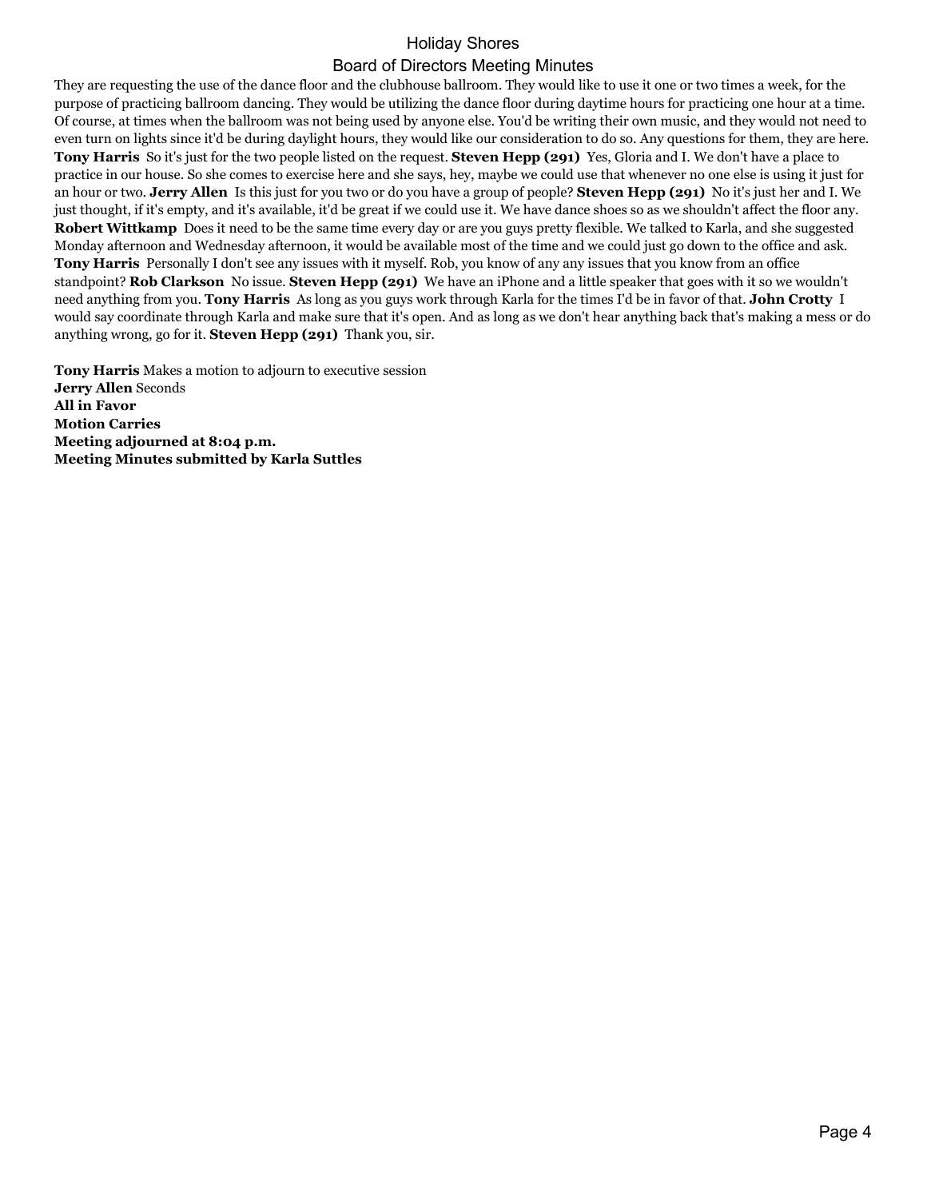They are requesting the use of the dance floor and the clubhouse ballroom. They would like to use it one or two times a week, for the purpose of practicing ballroom dancing. They would be utilizing the dance floor during daytime hours for practicing one hour at a time. Of course, at times when the ballroom was not being used by anyone else. You'd be writing their own music, and they would not need to even turn on lights since it'd be during daylight hours, they would like our consideration to do so. Any questions for them, they are here. **Tony Harris** So it's just for the two people listed on the request. **Steven Hepp (291)** Yes, Gloria and I. We don't have a place to practice in our house. So she comes to exercise here and she says, hey, maybe we could use that whenever no one else is using it just for an hour or two. **Jerry Allen** Is this just for you two or do you have a group of people? **Steven Hepp (291)** No it's just her and I. We just thought, if it's empty, and it's available, it'd be great if we could use it. We have dance shoes so as we shouldn't affect the floor any. **Robert Wittkamp** Does it need to be the same time every day or are you guys pretty flexible. We talked to Karla, and she suggested Monday afternoon and Wednesday afternoon, it would be available most of the time and we could just go down to the office and ask. **Tony Harris** Personally I don't see any issues with it myself. Rob, you know of any any issues that you know from an office standpoint? **Rob Clarkson** No issue. **Steven Hepp (291)** We have an iPhone and a little speaker that goes with it so we wouldn't need anything from you. **Tony Harris** As long as you guys work through Karla for the times I'd be in favor of that. **John Crotty** I would say coordinate through Karla and make sure that it's open. And as long as we don't hear anything back that's making a mess or do anything wrong, go for it. **Steven Hepp (291)** Thank you, sir.

**Tony Harris** Makes a motion to adjourn to executive session
**Jerry Allen** Seconds
**All in Favor**
**Motion Carries**
**Meeting adjourned at 8:04 p.m.**
**Meeting Minutes submitted by Karla Suttles**